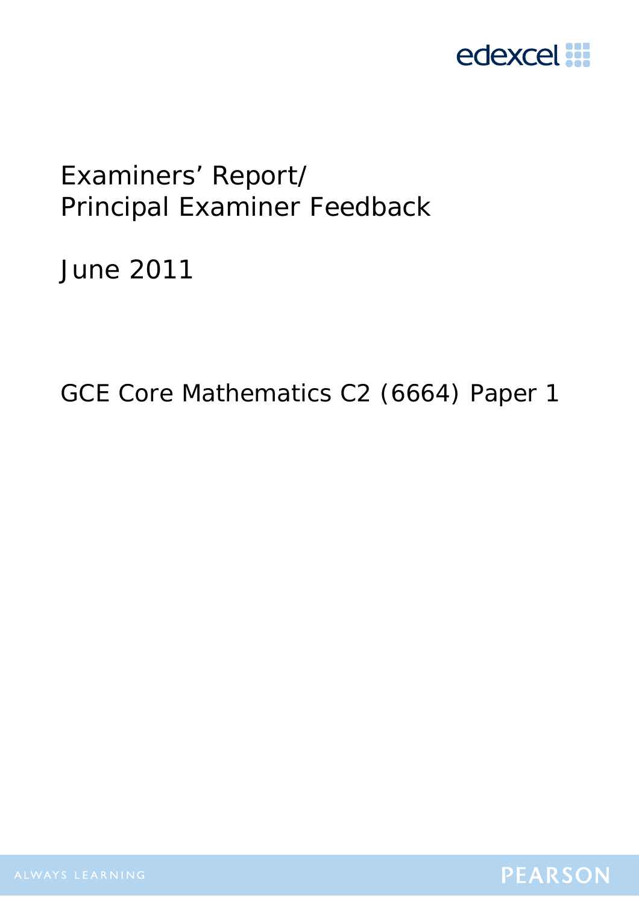# Examiners' Report/ Principal Examiner Feedback

## June 2011

## GCE Core Mathematics C2 (6664) Paper 1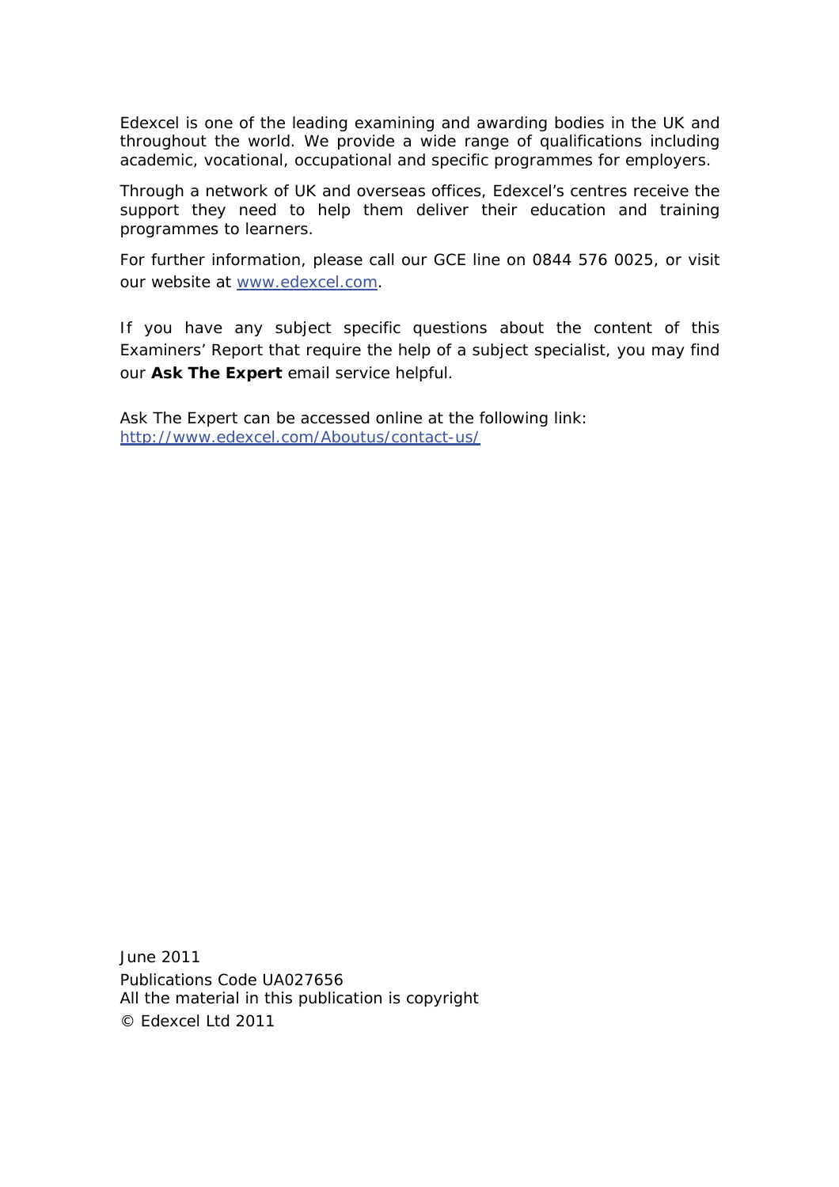Edexcel is one of the leading examining and awarding bodies in the UK and throughout the world. We provide a wide range of qualifications including academic, vocational, occupational and specific programmes for employers.

Through a network of UK and overseas offices, Edexcel's centres receive the support they need to help them deliver their education and training programmes to learners.

For further information, please call our GCE line on 0844 576 0025, or visit our website at [www.edexcel.com](http://www.edexcel.com).

If you have any subject specific questions about the content of this Examiners' Report that require the help of a subject specialist, you may find our **Ask The Expert** email service helpful.

Ask The Expert can be accessed online at the following link:
[http://www.edexcel.com/Aboutus/contact-us/](http://www.edexcel.com/Aboutus/contact-us/)

June 2011
Publications Code UA027656
All the material in this publication is copyright
© Edexcel Ltd 2011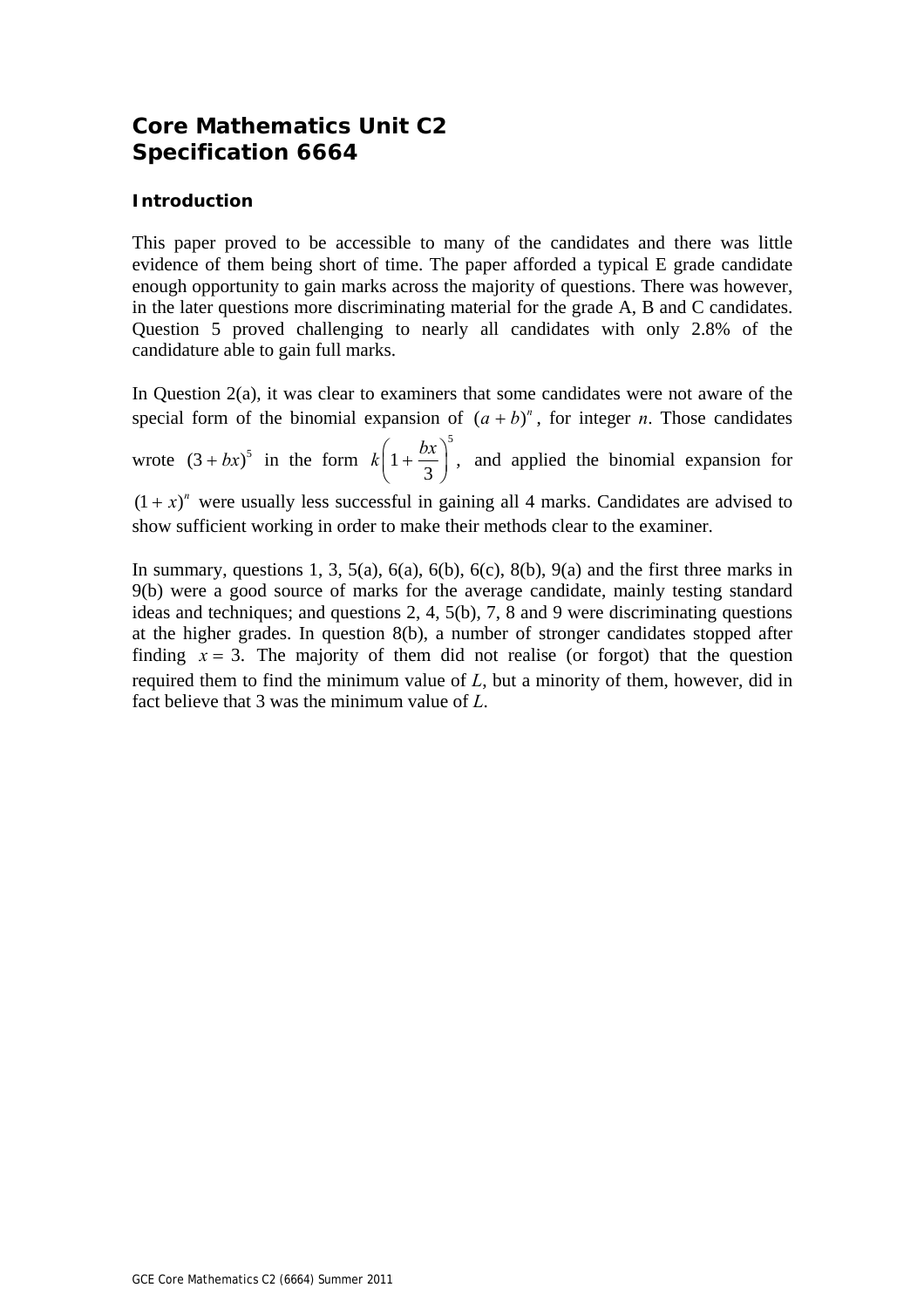# Core Mathematics Unit C2
# Specification 6664

### Introduction

This paper proved to be accessible to many of the candidates and there was little evidence of them being short of time. The paper afforded a typical E grade candidate enough opportunity to gain marks across the majority of questions. There was however, in the later questions more discriminating material for the grade A, B and C candidates. Question 5 proved challenging to nearly all candidates with only 2.8% of the candidature able to gain full marks.

In Question 2(a), it was clear to examiners that some candidates were not aware of the special form of the binomial expansion of $(a+b)^n$, for integer $n$. Those candidates wrote $(3+bx)^5$ in the form $k\left(1+\frac{bx}{3}\right)^5$, and applied the binomial expansion for $(1+x)^n$ were usually less successful in gaining all 4 marks. Candidates are advised to show sufficient working in order to make their methods clear to the examiner.

In summary, questions 1, 3, 5(a), 6(a), 6(b), 6(c), 8(b), 9(a) and the first three marks in 9(b) were a good source of marks for the average candidate, mainly testing standard ideas and techniques; and questions 2, 4, 5(b), 7, 8 and 9 were discriminating questions at the higher grades. In question 8(b), a number of stronger candidates stopped after finding $x = 3$. The majority of them did not realise (or forgot) that the question required them to find the minimum value of $L$, but a minority of them, however, did in fact believe that 3 was the minimum value of $L$.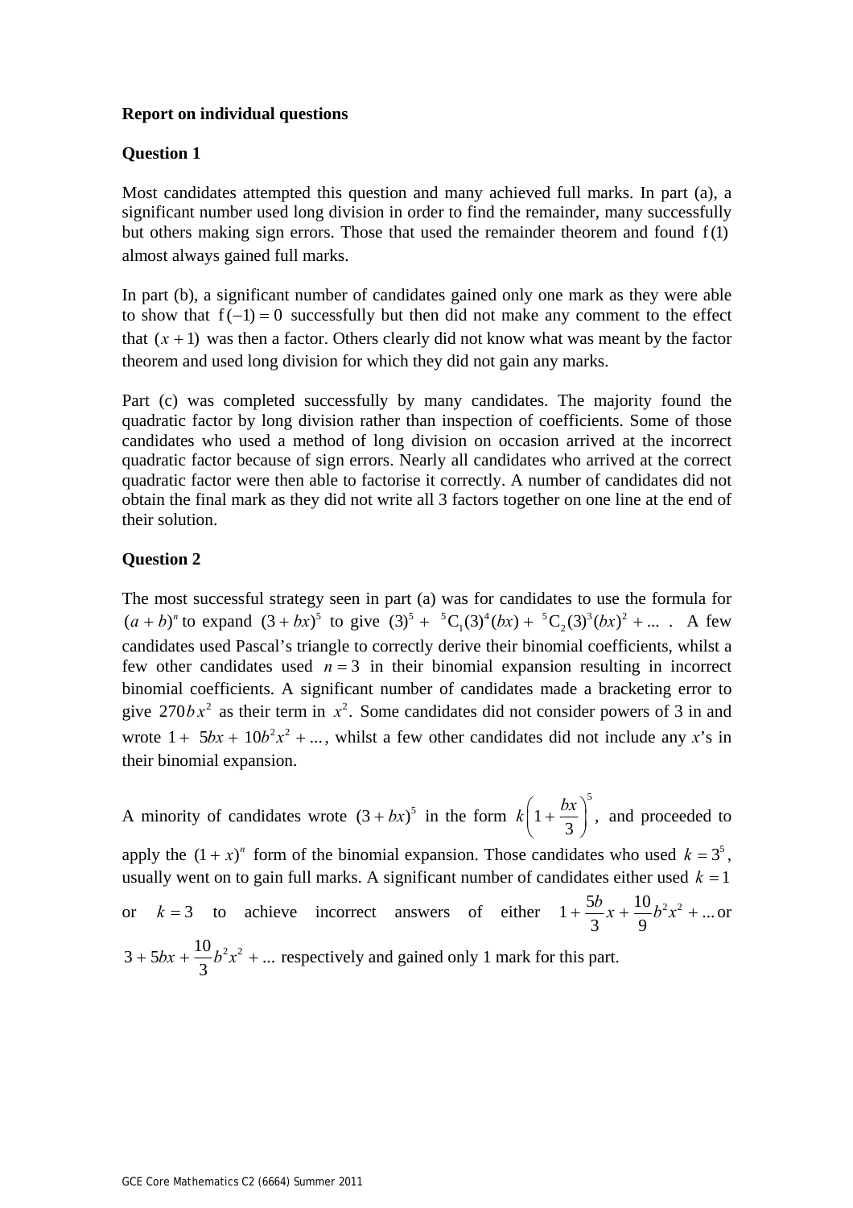**Report on individual questions**

**Question 1**

Most candidates attempted this question and many achieved full marks. In part (a), a significant number used long division in order to find the remainder, many successfully but others making sign errors. Those that used the remainder theorem and found $f(1)$ almost always gained full marks.

In part (b), a significant number of candidates gained only one mark as they were able to show that $f(-1) = 0$ successfully but then did not make any comment to the effect that $(x+1)$ was then a factor. Others clearly did not know what was meant by the factor theorem and used long division for which they did not gain any marks.

Part (c) was completed successfully by many candidates. The majority found the quadratic factor by long division rather than inspection of coefficients. Some of those candidates who used a method of long division on occasion arrived at the incorrect quadratic factor because of sign errors. Nearly all candidates who arrived at the correct quadratic factor were then able to factorise it correctly. A number of candidates did not obtain the final mark as they did not write all 3 factors together on one line at the end of their solution.

**Question 2**

The most successful strategy seen in part (a) was for candidates to use the formula for $(a+b)^n$ to expand $(3+bx)^5$ to give $(3)^5 + {}^5C_1(3)^4(bx) + {}^5C_2(3)^3(bx)^2 + \ldots$ . A few candidates used Pascal's triangle to correctly derive their binomial coefficients, whilst a few other candidates used $n = 3$ in their binomial expansion resulting in incorrect binomial coefficients. A significant number of candidates made a bracketing error to give $270bx^2$ as their term in $x^2$. Some candidates did not consider powers of 3 in and wrote $1 + 5bx + 10b^2x^2 + \ldots$, whilst a few other candidates did not include any $x$'s in their binomial expansion.

A minority of candidates wrote $(3+bx)^5$ in the form $k\left(1+\frac{bx}{3}\right)^5$, and proceeded to apply the $(1+x)^n$ form of the binomial expansion. Those candidates who used $k = 3^5$, usually went on to gain full marks. A significant number of candidates either used $k = 1$ or $k = 3$ to achieve incorrect answers of either $1 + \frac{5b}{3}x + \frac{10}{9}b^2x^2 + \ldots$ or $3 + 5bx + \frac{10}{3}b^2x^2 + \ldots$ respectively and gained only 1 mark for this part.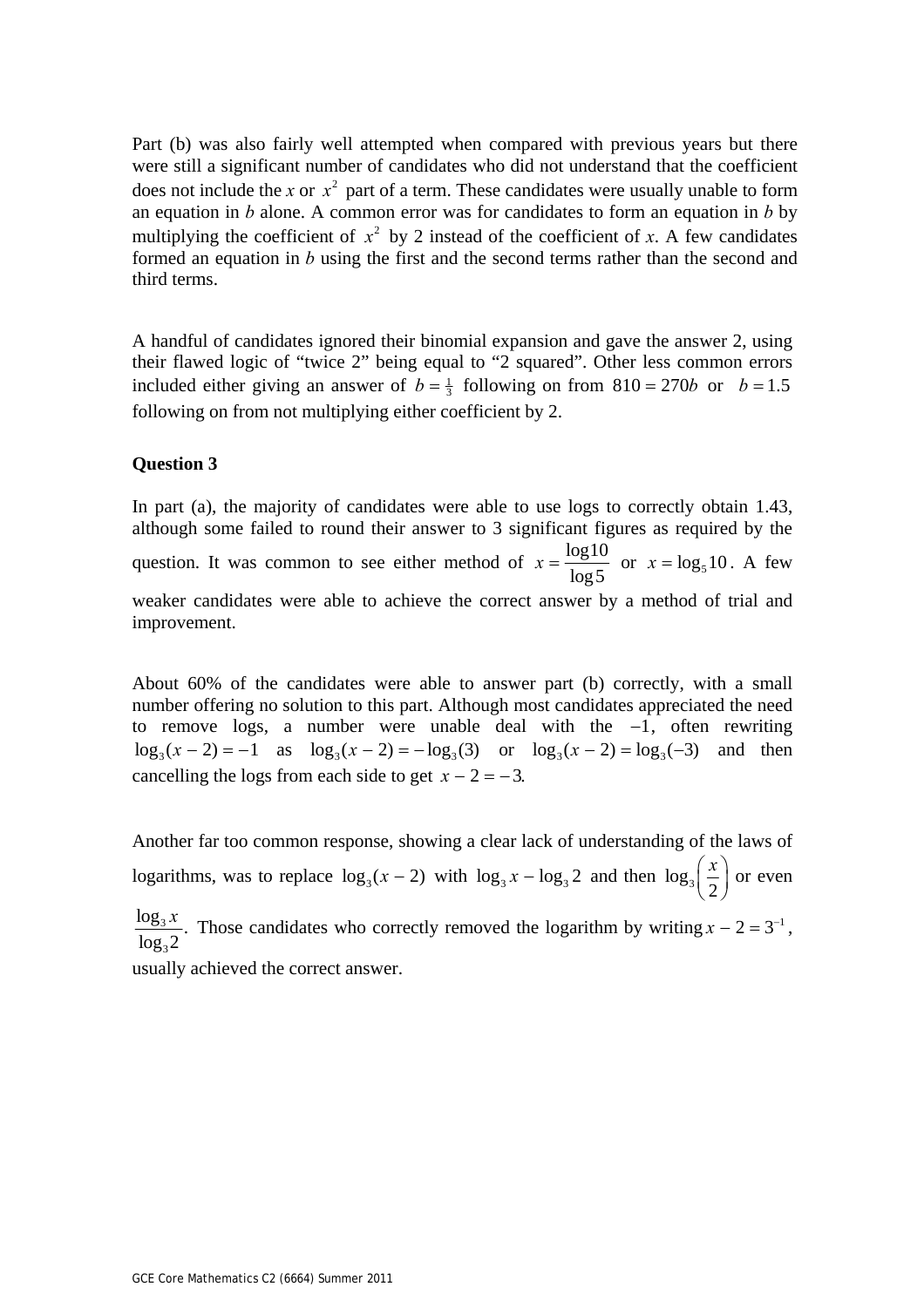Part (b) was also fairly well attempted when compared with previous years but there were still a significant number of candidates who did not understand that the coefficient does not include the $x$ or $x^2$ part of a term. These candidates were usually unable to form an equation in $b$ alone. A common error was for candidates to form an equation in $b$ by multiplying the coefficient of $x^2$ by 2 instead of the coefficient of $x$. A few candidates formed an equation in $b$ using the first and the second terms rather than the second and third terms.

A handful of candidates ignored their binomial expansion and gave the answer 2, using their flawed logic of "twice 2" being equal to "2 squared". Other less common errors included either giving an answer of $b = \frac{1}{3}$ following on from $810 = 270b$ or $b = 1.5$ following on from not multiplying either coefficient by 2.

**Question 3**

In part (a), the majority of candidates were able to use logs to correctly obtain 1.43, although some failed to round their answer to 3 significant figures as required by the question. It was common to see either method of $x = \dfrac{\log 10}{\log 5}$ or $x = \log_5 10$. A few weaker candidates were able to achieve the correct answer by a method of trial and improvement.

About 60% of the candidates were able to answer part (b) correctly, with a small number offering no solution to this part. Although most candidates appreciated the need to remove logs, a number were unable deal with the $-1$, often rewriting $\log_3(x-2) = -1$ as $\log_3(x-2) = -\log_3(3)$ or $\log_3(x-2) = \log_3(-3)$ and then cancelling the logs from each side to get $x - 2 = -3$.

Another far too common response, showing a clear lack of understanding of the laws of logarithms, was to replace $\log_3(x-2)$ with $\log_3 x - \log_3 2$ and then $\log_3\left(\dfrac{x}{2}\right)$ or even $\dfrac{\log_3 x}{\log_3 2}$. Those candidates who correctly removed the logarithm by writing $x - 2 = 3^{-1}$, usually achieved the correct answer.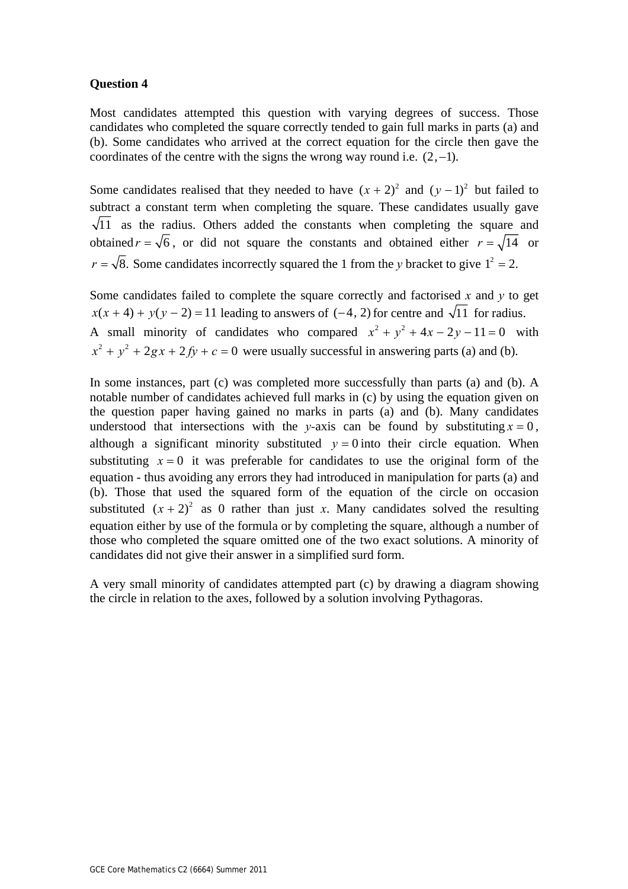**Question 4**

Most candidates attempted this question with varying degrees of success. Those candidates who completed the square correctly tended to gain full marks in parts (a) and (b). Some candidates who arrived at the correct equation for the circle then gave the coordinates of the centre with the signs the wrong way round i.e. $(2, -1)$.

Some candidates realised that they needed to have $(x+2)^2$ and $(y-1)^2$ but failed to subtract a constant term when completing the square. These candidates usually gave $\sqrt{11}$ as the radius. Others added the constants when completing the square and obtained $r = \sqrt{6}$, or did not square the constants and obtained either $r = \sqrt{14}$ or $r = \sqrt{8}$. Some candidates incorrectly squared the 1 from the $y$ bracket to give $1^2 = 2$.

Some candidates failed to complete the square correctly and factorised $x$ and $y$ to get $x(x+4) + y(y-2) = 11$ leading to answers of $(-4, 2)$ for centre and $\sqrt{11}$ for radius. A small minority of candidates who compared $x^2 + y^2 + 4x - 2y - 11 = 0$ with $x^2 + y^2 + 2gx + 2fy + c = 0$ were usually successful in answering parts (a) and (b).

In some instances, part (c) was completed more successfully than parts (a) and (b). A notable number of candidates achieved full marks in (c) by using the equation given on the question paper having gained no marks in parts (a) and (b). Many candidates understood that intersections with the $y$-axis can be found by substituting $x = 0$, although a significant minority substituted $y = 0$ into their circle equation. When substituting $x = 0$ it was preferable for candidates to use the original form of the equation - thus avoiding any errors they had introduced in manipulation for parts (a) and (b). Those that used the squared form of the equation of the circle on occasion substituted $(x+2)^2$ as 0 rather than just $x$. Many candidates solved the resulting equation either by use of the formula or by completing the square, although a number of those who completed the square omitted one of the two exact solutions. A minority of candidates did not give their answer in a simplified surd form.

A very small minority of candidates attempted part (c) by drawing a diagram showing the circle in relation to the axes, followed by a solution involving Pythagoras.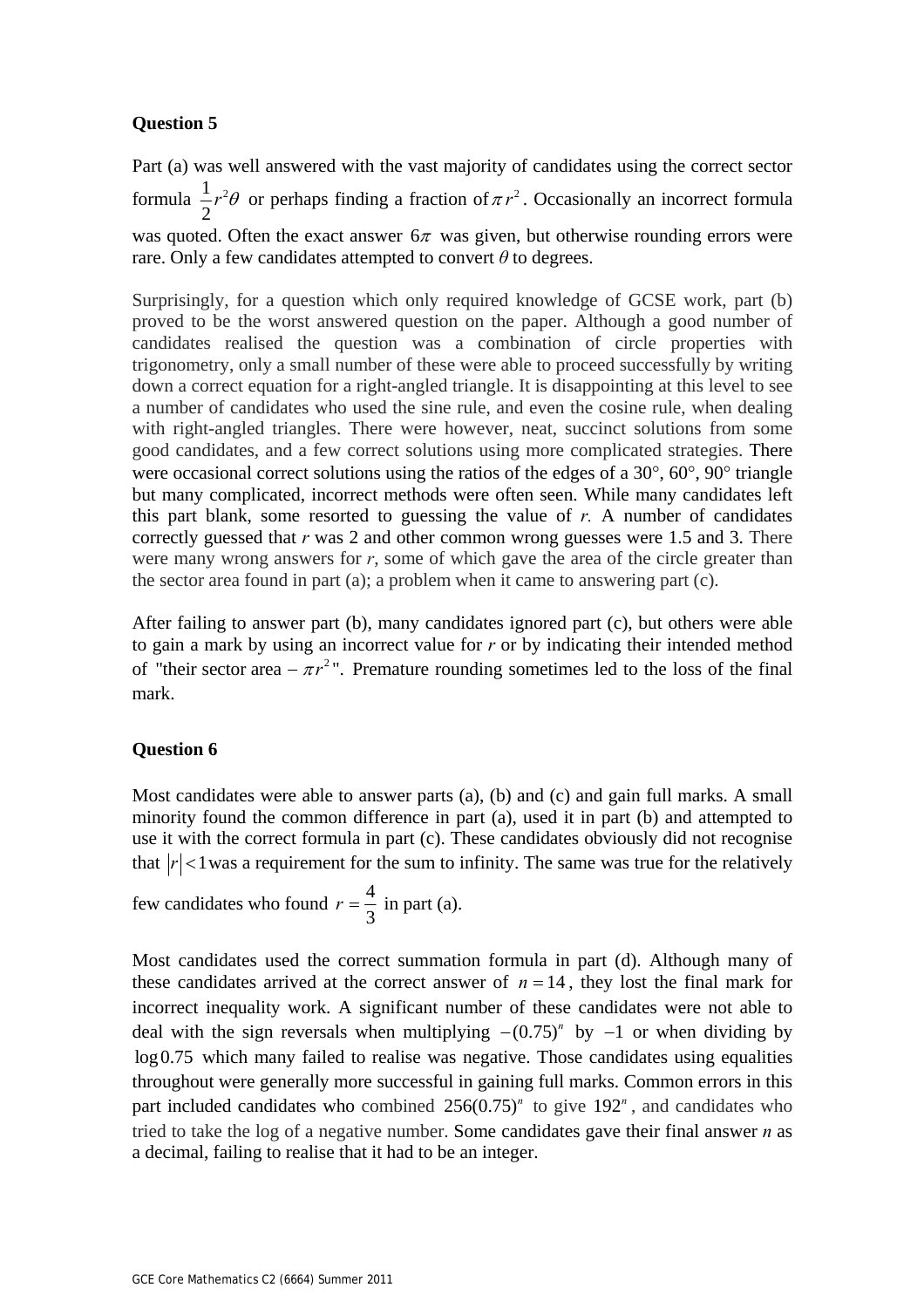**Question 5**

Part (a) was well answered with the vast majority of candidates using the correct sector formula $\frac{1}{2}r^2\theta$ or perhaps finding a fraction of $\pi r^2$. Occasionally an incorrect formula was quoted. Often the exact answer $6\pi$ was given, but otherwise rounding errors were rare. Only a few candidates attempted to convert $\theta$ to degrees.

Surprisingly, for a question which only required knowledge of GCSE work, part (b) proved to be the worst answered question on the paper. Although a good number of candidates realised the question was a combination of circle properties with trigonometry, only a small number of these were able to proceed successfully by writing down a correct equation for a right-angled triangle. It is disappointing at this level to see a number of candidates who used the sine rule, and even the cosine rule, when dealing with right-angled triangles. There were however, neat, succinct solutions from some good candidates, and a few correct solutions using more complicated strategies. There were occasional correct solutions using the ratios of the edges of a 30°, 60°, 90° triangle but many complicated, incorrect methods were often seen. While many candidates left this part blank, some resorted to guessing the value of *r.* A number of candidates correctly guessed that *r* was 2 and other common wrong guesses were 1.5 and 3. There were many wrong answers for *r*, some of which gave the area of the circle greater than the sector area found in part (a); a problem when it came to answering part (c).

After failing to answer part (b), many candidates ignored part (c), but others were able to gain a mark by using an incorrect value for *r* or by indicating their intended method of "their sector area – $\pi r^2$". Premature rounding sometimes led to the loss of the final mark.

**Question 6**

Most candidates were able to answer parts (a), (b) and (c) and gain full marks. A small minority found the common difference in part (a), used it in part (b) and attempted to use it with the correct formula in part (c). These candidates obviously did not recognise that $|r|<1$ was a requirement for the sum to infinity. The same was true for the relatively few candidates who found $r=\frac{4}{3}$ in part (a).

Most candidates used the correct summation formula in part (d). Although many of these candidates arrived at the correct answer of $n=14$, they lost the final mark for incorrect inequality work. A significant number of these candidates were not able to deal with the sign reversals when multiplying $-(0.75)^n$ by $-1$ or when dividing by $\log 0.75$ which many failed to realise was negative. Those candidates using equalities throughout were generally more successful in gaining full marks. Common errors in this part included candidates who combined $256(0.75)^n$ to give $192^n$, and candidates who tried to take the log of a negative number. Some candidates gave their final answer *n* as a decimal, failing to realise that it had to be an integer.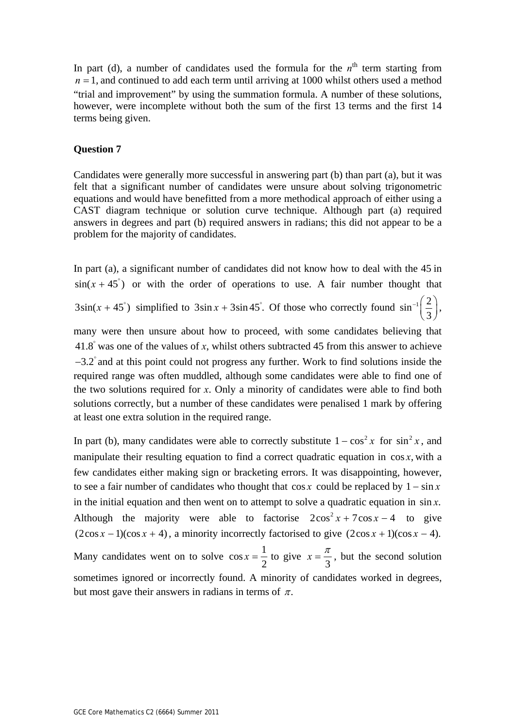In part (d), a number of candidates used the formula for the $n^{\text{th}}$ term starting from $n = 1$, and continued to add each term until arriving at 1000 whilst others used a method "trial and improvement" by using the summation formula. A number of these solutions, however, were incomplete without both the sum of the first 13 terms and the first 14 terms being given.

### Question 7

Candidates were generally more successful in answering part (b) than part (a), but it was felt that a significant number of candidates were unsure about solving trigonometric equations and would have benefitted from a more methodical approach of either using a CAST diagram technique or solution curve technique. Although part (a) required answers in degrees and part (b) required answers in radians; this did not appear to be a problem for the majority of candidates.

In part (a), a significant number of candidates did not know how to deal with the 45 in $\sin(x + 45^\circ)$ or with the order of operations to use. A fair number thought that $3\sin(x + 45^\circ)$ simplified to $3\sin x + 3\sin 45^\circ$. Of those who correctly found $\sin^{-1}\left(\frac{2}{3}\right)$, many were then unsure about how to proceed, with some candidates believing that $41.8^\circ$ was one of the values of $x$, whilst others subtracted 45 from this answer to achieve $-3.2^\circ$ and at this point could not progress any further. Work to find solutions inside the required range was often muddled, although some candidates were able to find one of the two solutions required for $x$. Only a minority of candidates were able to find both solutions correctly, but a number of these candidates were penalised 1 mark by offering at least one extra solution in the required range.

In part (b), many candidates were able to correctly substitute $1 - \cos^2 x$ for $\sin^2 x$, and manipulate their resulting equation to find a correct quadratic equation in $\cos x$, with a few candidates either making sign or bracketing errors. It was disappointing, however, to see a fair number of candidates who thought that $\cos x$ could be replaced by $1 - \sin x$ in the initial equation and then went on to attempt to solve a quadratic equation in $\sin x$. Although the majority were able to factorise $2\cos^2 x + 7\cos x - 4$ to give $(2\cos x - 1)(\cos x + 4)$, a minority incorrectly factorised to give $(2\cos x + 1)(\cos x - 4)$. Many candidates went on to solve $\cos x = \frac{1}{2}$ to give $x = \frac{\pi}{3}$, but the second solution sometimes ignored or incorrectly found. A minority of candidates worked in degrees, but most gave their answers in radians in terms of $\pi$.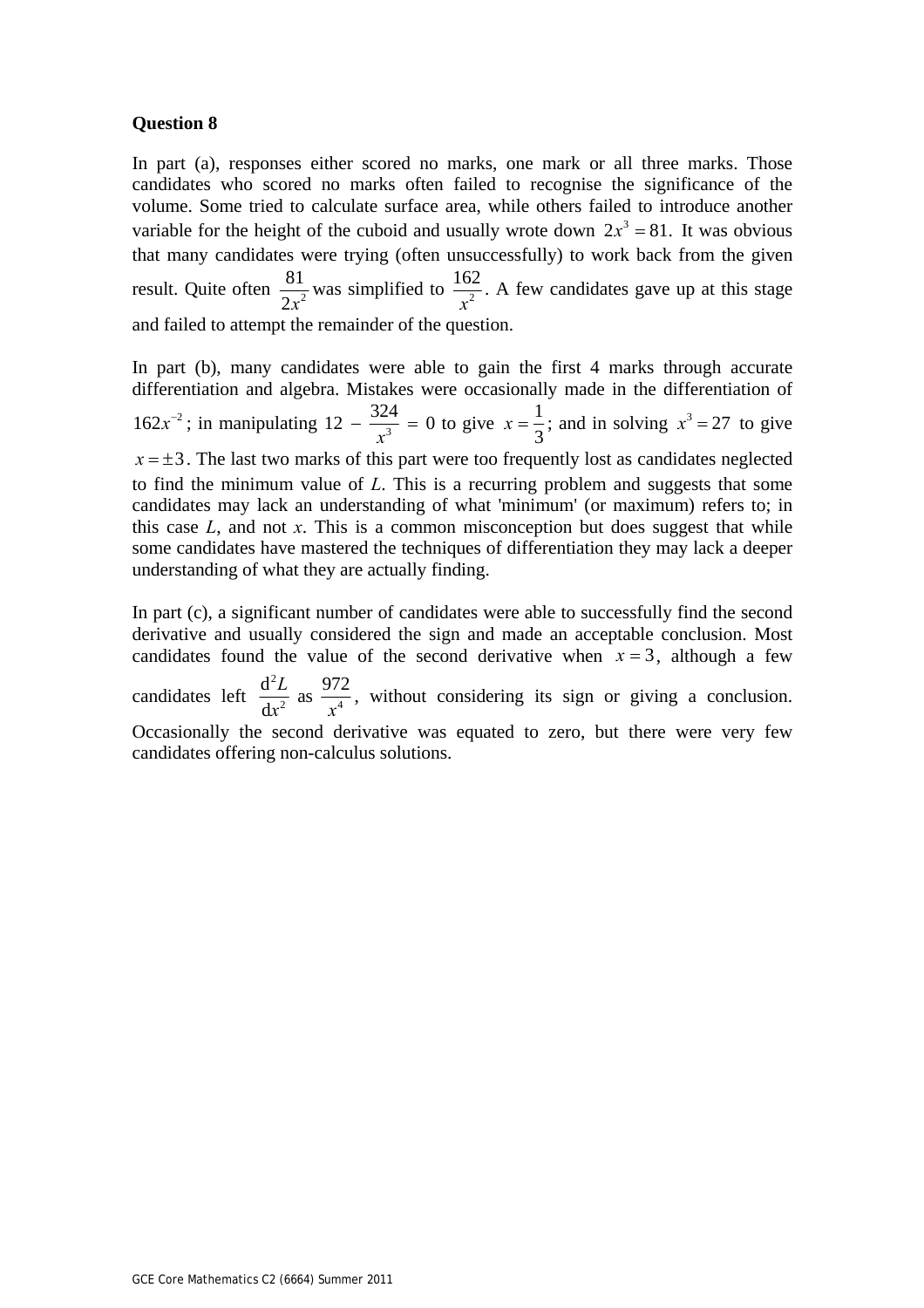**Question 8**

In part (a), responses either scored no marks, one mark or all three marks. Those candidates who scored no marks often failed to recognise the significance of the volume. Some tried to calculate surface area, while others failed to introduce another variable for the height of the cuboid and usually wrote down $2x^3 = 81$. It was obvious that many candidates were trying (often unsuccessfully) to work back from the given result. Quite often $\frac{81}{2x^2}$ was simplified to $\frac{162}{x^2}$. A few candidates gave up at this stage and failed to attempt the remainder of the question.

In part (b), many candidates were able to gain the first 4 marks through accurate differentiation and algebra. Mistakes were occasionally made in the differentiation of $162x^{-2}$; in manipulating $12 - \frac{324}{x^3} = 0$ to give $x = \frac{1}{3}$; and in solving $x^3 = 27$ to give $x = \pm 3$. The last two marks of this part were too frequently lost as candidates neglected to find the minimum value of $L$. This is a recurring problem and suggests that some candidates may lack an understanding of what 'minimum' (or maximum) refers to; in this case $L$, and not $x$. This is a common misconception but does suggest that while some candidates have mastered the techniques of differentiation they may lack a deeper understanding of what they are actually finding.

In part (c), a significant number of candidates were able to successfully find the second derivative and usually considered the sign and made an acceptable conclusion. Most candidates found the value of the second derivative when $x = 3$, although a few candidates left $\frac{d^2L}{dx^2}$ as $\frac{972}{x^4}$, without considering its sign or giving a conclusion. Occasionally the second derivative was equated to zero, but there were very few candidates offering non-calculus solutions.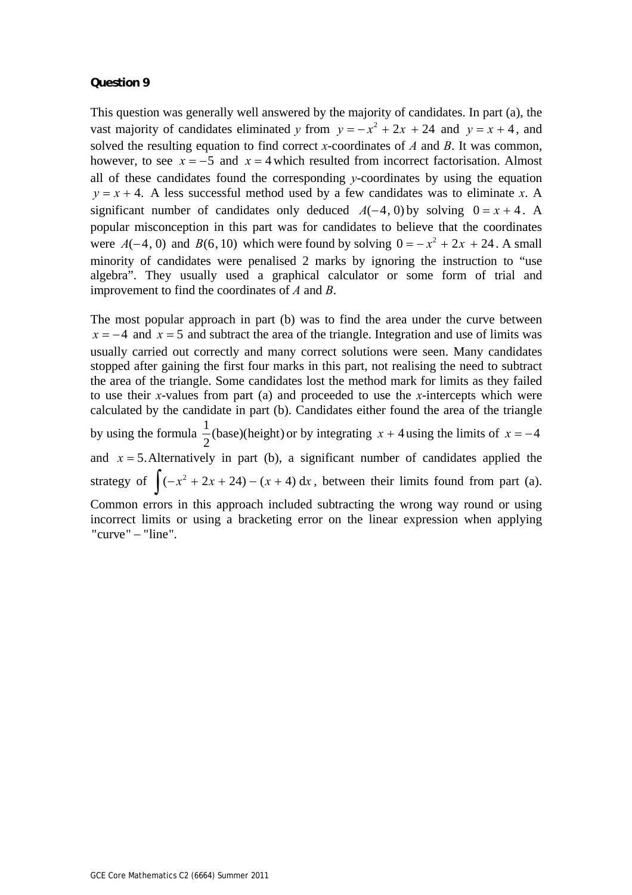**Question 9**

This question was generally well answered by the majority of candidates. In part (a), the vast majority of candidates eliminated $y$ from $y = -x^2 + 2x + 24$ and $y = x + 4$, and solved the resulting equation to find correct $x$-coordinates of $A$ and $B$. It was common, however, to see $x = -5$ and $x = 4$ which resulted from incorrect factorisation. Almost all of these candidates found the corresponding $y$-coordinates by using the equation $y = x + 4$. A less successful method used by a few candidates was to eliminate $x$. A significant number of candidates only deduced $A(-4, 0)$ by solving $0 = x + 4$. A popular misconception in this part was for candidates to believe that the coordinates were $A(-4, 0)$ and $B(6, 10)$ which were found by solving $0 = -x^2 + 2x + 24$. A small minority of candidates were penalised 2 marks by ignoring the instruction to "use algebra". They usually used a graphical calculator or some form of trial and improvement to find the coordinates of $A$ and $B$.

The most popular approach in part (b) was to find the area under the curve between $x = -4$ and $x = 5$ and subtract the area of the triangle. Integration and use of limits was usually carried out correctly and many correct solutions were seen. Many candidates stopped after gaining the first four marks in this part, not realising the need to subtract the area of the triangle. Some candidates lost the method mark for limits as they failed to use their $x$-values from part (a) and proceeded to use the $x$-intercepts which were calculated by the candidate in part (b). Candidates either found the area of the triangle by using the formula $\frac{1}{2}(\text{base})(\text{height})$ or by integrating $x + 4$ using the limits of $x = -4$ and $x = 5$. Alternatively in part (b), a significant number of candidates applied the strategy of $\int (-x^2 + 2x + 24) - (x + 4)\,\mathrm{d}x$, between their limits found from part (a). Common errors in this approach included subtracting the wrong way round or using incorrect limits or using a bracketing error on the linear expression when applying "curve" − "line".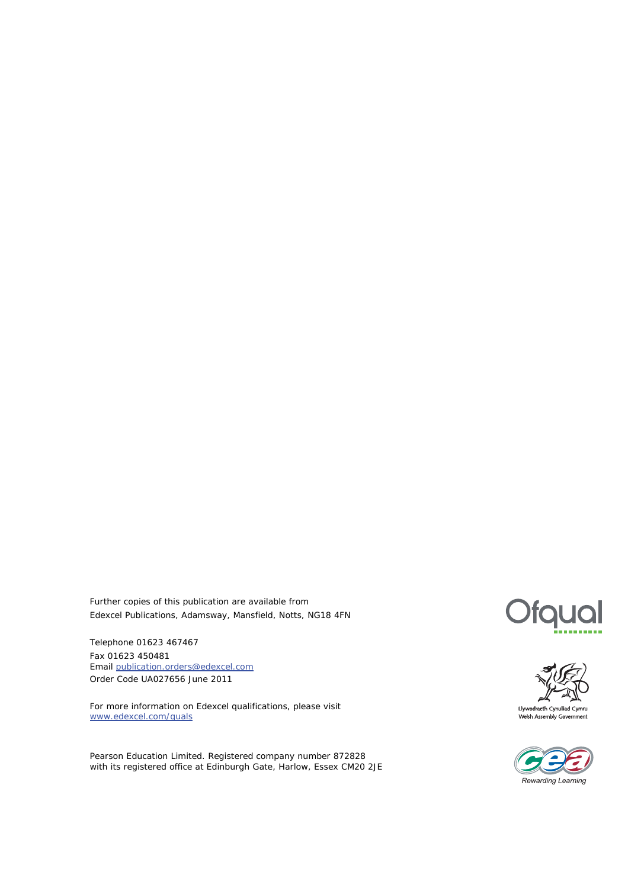Further copies of this publication are available from
Edexcel Publications, Adamsway, Mansfield, Notts, NG18 4FN

Telephone 01623 467467
Fax 01623 450481
Email publication.orders@edexcel.com
Order Code UA027656 June 2011

For more information on Edexcel qualifications, please visit
www.edexcel.com/quals

Pearson Education Limited. Registered company number 872828
with its registered office at Edinburgh Gate, Harlow, Essex CM20 2JE

Ofqual

Llywodraeth Cynulliad Cymru
Welsh Assembly Government

Rewarding Learning